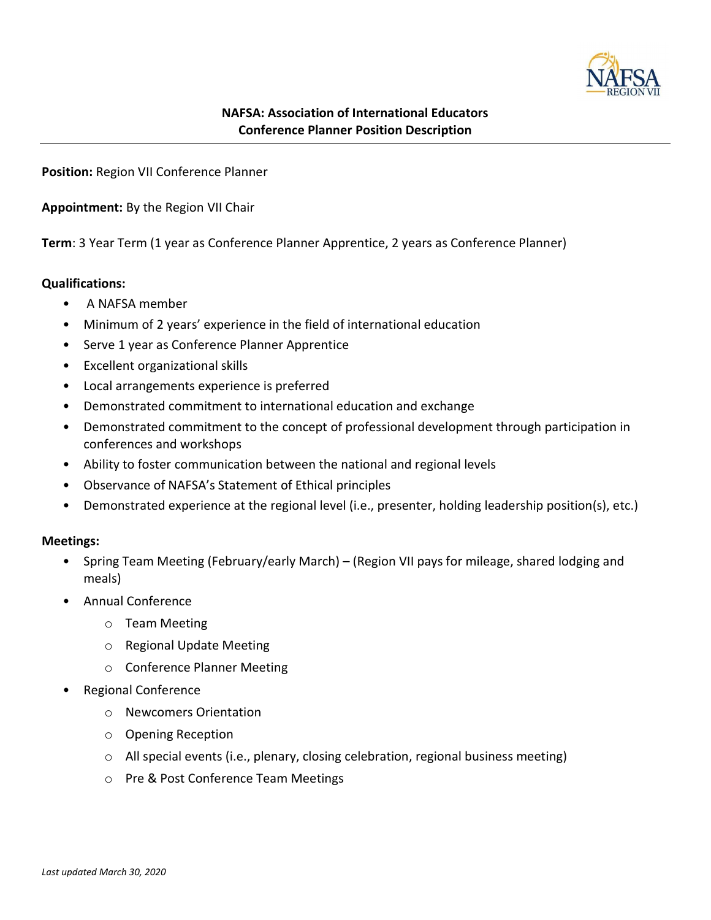# NAFSA: Association of International Educators
## Conference Planner Position Description

**Position:** Region VII Conference Planner

**Appointment:** By the Region VII Chair

**Term**: 3 Year Term (1 year as Conference Planner Apprentice, 2 years as Conference Planner)

**Qualifications:**

- A NAFSA member
- Minimum of 2 years' experience in the field of international education
- Serve 1 year as Conference Planner Apprentice
- Excellent organizational skills
- Local arrangements experience is preferred
- Demonstrated commitment to international education and exchange
- Demonstrated commitment to the concept of professional development through participation in conferences and workshops
- Ability to foster communication between the national and regional levels
- Observance of NAFSA's Statement of Ethical principles
- Demonstrated experience at the regional level (i.e., presenter, holding leadership position(s), etc.)

**Meetings:**

- Spring Team Meeting (February/early March) – (Region VII pays for mileage, shared lodging and meals)
- Annual Conference
  - Team Meeting
  - Regional Update Meeting
  - Conference Planner Meeting
- Regional Conference
  - Newcomers Orientation
  - Opening Reception
  - All special events (i.e., plenary, closing celebration, regional business meeting)
  - Pre & Post Conference Team Meetings

*Last updated March 30, 2020*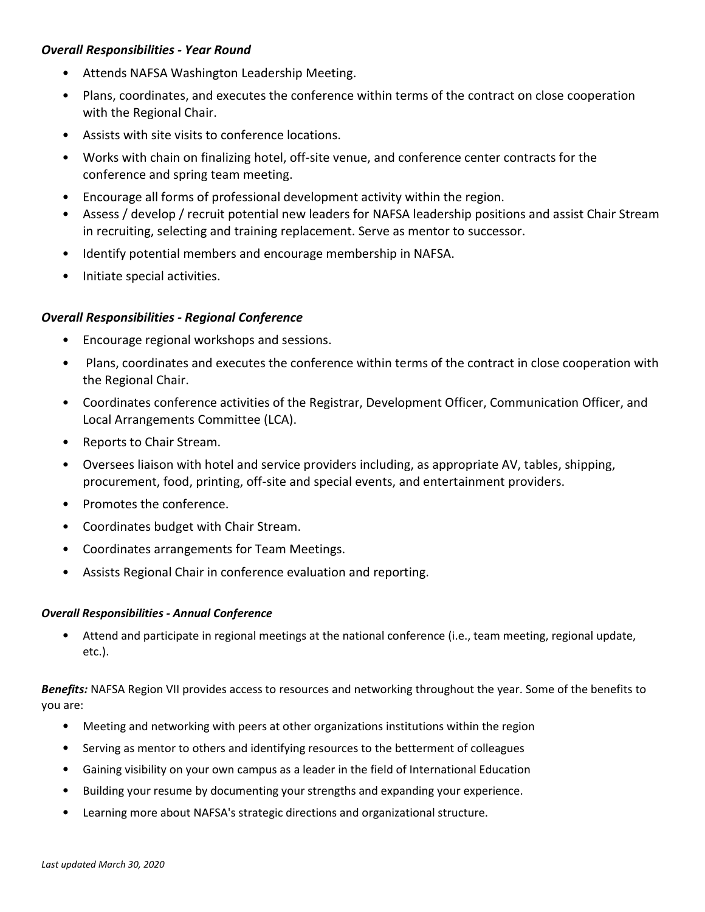***Overall Responsibilities - Year Round***

- Attends NAFSA Washington Leadership Meeting.
- Plans, coordinates, and executes the conference within terms of the contract on close cooperation with the Regional Chair.
- Assists with site visits to conference locations.
- Works with chain on finalizing hotel, off-site venue, and conference center contracts for the conference and spring team meeting.
- Encourage all forms of professional development activity within the region.
- Assess / develop / recruit potential new leaders for NAFSA leadership positions and assist Chair Stream in recruiting, selecting and training replacement. Serve as mentor to successor.
- Identify potential members and encourage membership in NAFSA.
- Initiate special activities.

***Overall Responsibilities - Regional Conference***

- Encourage regional workshops and sessions.
- Plans, coordinates and executes the conference within terms of the contract in close cooperation with the Regional Chair.
- Coordinates conference activities of the Registrar, Development Officer, Communication Officer, and Local Arrangements Committee (LCA).
- Reports to Chair Stream.
- Oversees liaison with hotel and service providers including, as appropriate AV, tables, shipping, procurement, food, printing, off-site and special events, and entertainment providers.
- Promotes the conference.
- Coordinates budget with Chair Stream.
- Coordinates arrangements for Team Meetings.
- Assists Regional Chair in conference evaluation and reporting.

***Overall Responsibilities - Annual Conference***

- Attend and participate in regional meetings at the national conference (i.e., team meeting, regional update, etc.).

***Benefits:*** NAFSA Region VII provides access to resources and networking throughout the year. Some of the benefits to you are:

- Meeting and networking with peers at other organizations institutions within the region
- Serving as mentor to others and identifying resources to the betterment of colleagues
- Gaining visibility on your own campus as a leader in the field of International Education
- Building your resume by documenting your strengths and expanding your experience.
- Learning more about NAFSA's strategic directions and organizational structure.

*Last updated March 30, 2020*